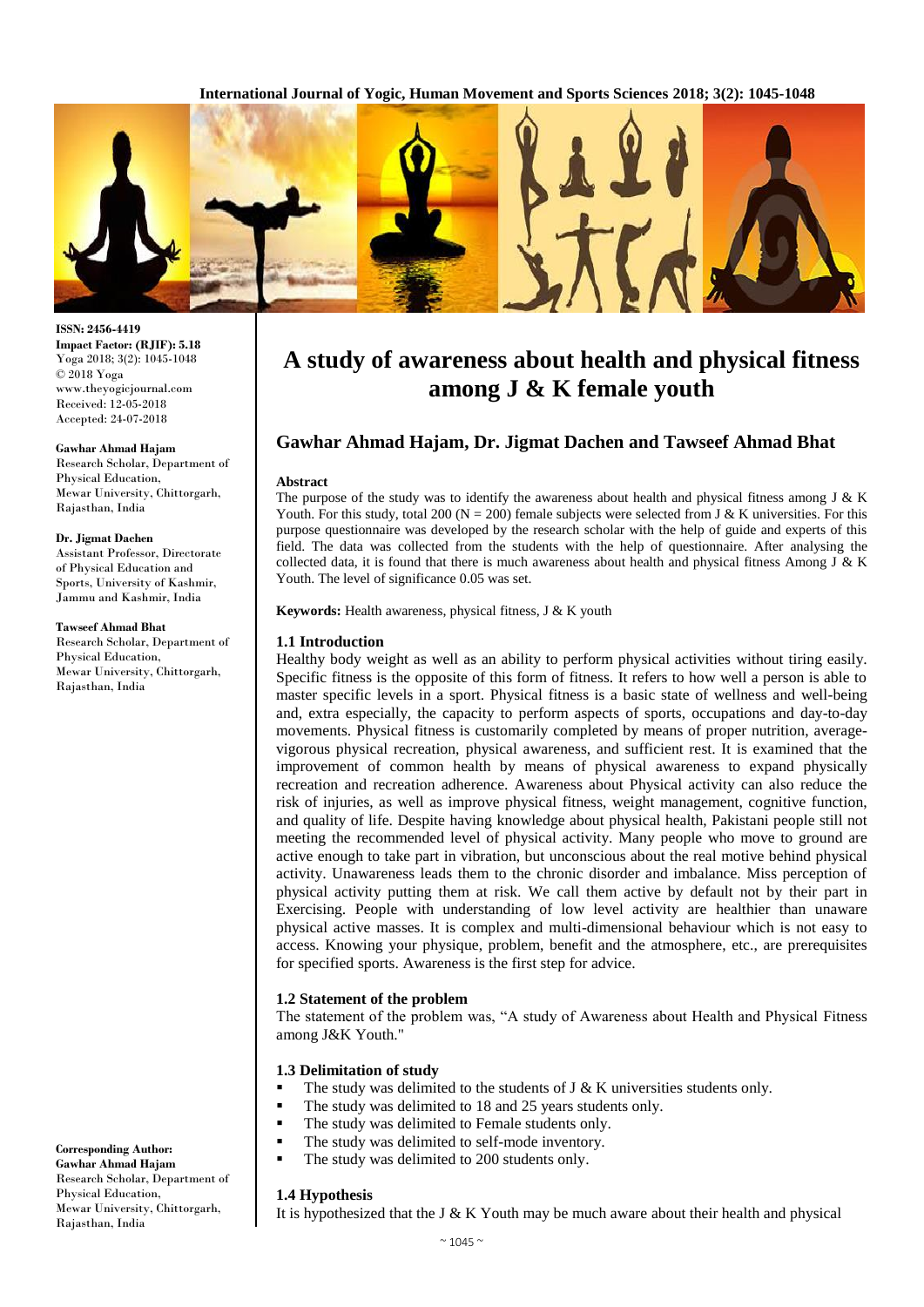ISSN: 2456-4419
Impact Factor: (RJIF): 5.18
Yoga 2018; 3(2): 1045-1048
© 2018 Yoga
www.theyogicjournal.com
Received: 12-05-2018
Accepted: 24-07-2018

**Gawhar Ahmad Hajam**
Research Scholar, Department of Physical Education, Mewar University, Chittorgarh, Rajasthan, India

**Dr. Jigmat Dachen**
Assistant Professor, Directorate of Physical Education and Sports, University of Kashmir, Jammu and Kashmir, India

**Tawseef Ahmad Bhat**
Research Scholar, Department of Physical Education, Mewar University, Chittorgarh, Rajasthan, India

**Corresponding Author:**
**Gawhar Ahmad Hajam**
Research Scholar, Department of Physical Education, Mewar University, Chittorgarh, Rajasthan, India

# A study of awareness about health and physical fitness among J & K female youth

## Gawhar Ahmad Hajam, Dr. Jigmat Dachen and Tawseef Ahmad Bhat

### Abstract

The purpose of the study was to identify the awareness about health and physical fitness among J & K Youth. For this study, total 200 (N = 200) female subjects were selected from J & K universities. For this purpose questionnaire was developed by the research scholar with the help of guide and experts of this field. The data was collected from the students with the help of questionnaire. After analysing the collected data, it is found that there is much awareness about health and physical fitness Among J & K Youth. The level of significance 0.05 was set.

**Keywords:** Health awareness, physical fitness, J & K youth

### 1.1 Introduction

Healthy body weight as well as an ability to perform physical activities without tiring easily. Specific fitness is the opposite of this form of fitness. It refers to how well a person is able to master specific levels in a sport. Physical fitness is a basic state of wellness and well-being and, extra especially, the capacity to perform aspects of sports, occupations and day-to-day movements. Physical fitness is customarily completed by means of proper nutrition, average-vigorous physical recreation, physical awareness, and sufficient rest. It is examined that the improvement of common health by means of physical awareness to expand physically recreation and recreation adherence. Awareness about Physical activity can also reduce the risk of injuries, as well as improve physical fitness, weight management, cognitive function, and quality of life. Despite having knowledge about physical health, Pakistani people still not meeting the recommended level of physical activity. Many people who move to ground are active enough to take part in vibration, but unconscious about the real motive behind physical activity. Unawareness leads them to the chronic disorder and imbalance. Miss perception of physical activity putting them at risk. We call them active by default not by their part in Exercising. People with understanding of low level activity are healthier than unaware physical active masses. It is complex and multi-dimensional behaviour which is not easy to access. Knowing your physique, problem, benefit and the atmosphere, etc., are prerequisites for specified sports. Awareness is the first step for advice.

### 1.2 Statement of the problem

The statement of the problem was, "A study of Awareness about Health and Physical Fitness among J&K Youth."

### 1.3 Delimitation of study

- The study was delimited to the students of J & K universities students only.
- The study was delimited to 18 and 25 years students only.
- The study was delimited to Female students only.
- The study was delimited to self-mode inventory.
- The study was delimited to 200 students only.

### 1.4 Hypothesis

It is hypothesized that the J & K Youth may be much aware about their health and physical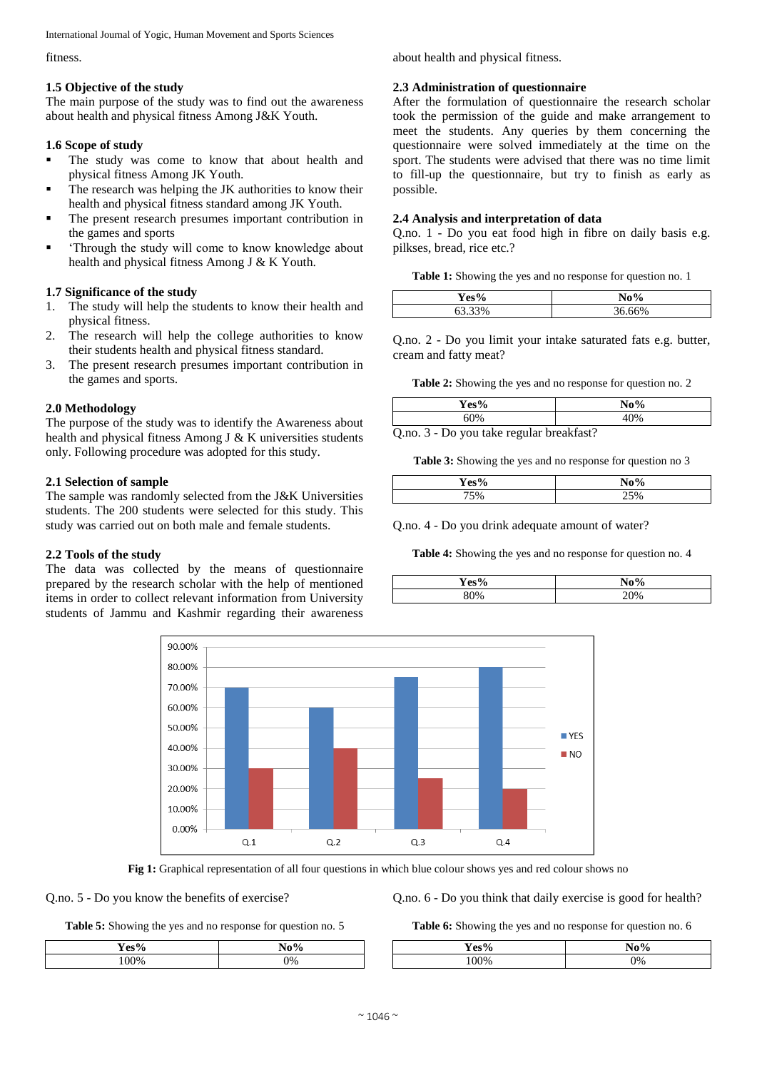fitness.

### 1.5 Objective of the study

The main purpose of the study was to find out the awareness about health and physical fitness Among J&K Youth.

### 1.6 Scope of study

- The study was come to know that about health and physical fitness Among JK Youth.
- The research was helping the JK authorities to know their health and physical fitness standard among JK Youth.
- The present research presumes important contribution in the games and sports
- 'Through the study will come to know knowledge about health and physical fitness Among J & K Youth.

### 1.7 Significance of the study

1. The study will help the students to know their health and physical fitness.
2. The research will help the college authorities to know their students health and physical fitness standard.
3. The present research presumes important contribution in the games and sports.

### 2.0 Methodology

The purpose of the study was to identify the Awareness about health and physical fitness Among J & K universities students only. Following procedure was adopted for this study.

### 2.1 Selection of sample

The sample was randomly selected from the J&K Universities students. The 200 students were selected for this study. This study was carried out on both male and female students.

### 2.2 Tools of the study

The data was collected by the means of questionnaire prepared by the research scholar with the help of mentioned items in order to collect relevant information from University students of Jammu and Kashmir regarding their awareness about health and physical fitness.

### 2.3 Administration of questionnaire

After the formulation of questionnaire the research scholar took the permission of the guide and make arrangement to meet the students. Any queries by them concerning the questionnaire were solved immediately at the time on the sport. The students were advised that there was no time limit to fill-up the questionnaire, but try to finish as early as possible.

### 2.4 Analysis and interpretation of data

Q.no. 1 - Do you eat food high in fibre on daily basis e.g. pilkses, bread, rice etc.?

**Table 1:** Showing the yes and no response for question no. 1

| Yes% | No% |
|---|---|
| 63.33% | 36.66% |

Q.no. 2 - Do you limit your intake saturated fats e.g. butter, cream and fatty meat?

**Table 2:** Showing the yes and no response for question no. 2

| Yes% | No% |
|---|---|
| 60% | 40% |

Q.no. 3 - Do you take regular breakfast?

**Table 3:** Showing the yes and no response for question no 3

| Yes% | No% |
|---|---|
| 75% | 25% |

Q.no. 4 - Do you drink adequate amount of water?

**Table 4:** Showing the yes and no response for question no. 4

| Yes% | No% |
|---|---|
| 80% | 20% |

**Fig 1:** Graphical representation of all four questions in which blue colour shows yes and red colour shows no

Q.no. 5 - Do you know the benefits of exercise?

**Table 5:** Showing the yes and no response for question no. 5

| Yes% | No% |
|---|---|
| 100% | 0% |

Q.no. 6 - Do you think that daily exercise is good for health?

**Table 6:** Showing the yes and no response for question no. 6

| Yes% | No% |
|---|---|
| 100% | 0% |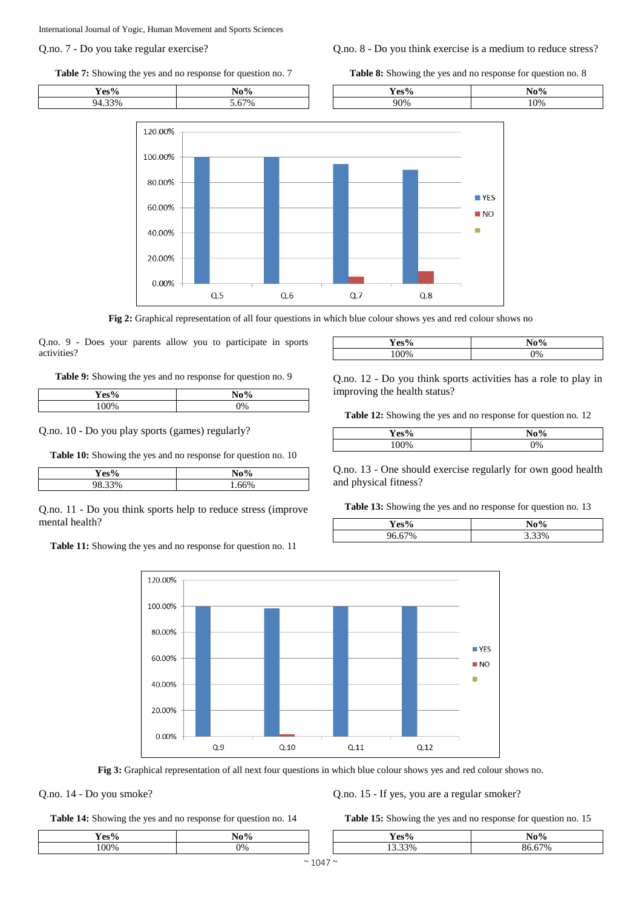Q.no. 7 - Do you take regular exercise?

**Table 7:** Showing the yes and no response for question no. 7

| Yes% | No% |
|---|---|
| 94.33% | 5.67% |

Q.no. 8 - Do you think exercise is a medium to reduce stress?

**Table 8:** Showing the yes and no response for question no. 8

| Yes% | No% |
|---|---|
| 90% | 10% |

**Fig 2:** Graphical representation of all four questions in which blue colour shows yes and red colour shows no

Q.no. 9 - Does your parents allow you to participate in sports activities?

**Table 9:** Showing the yes and no response for question no. 9

| Yes% | No% |
|---|---|
| 100% | 0% |

Q.no. 10 - Do you play sports (games) regularly?

**Table 10:** Showing the yes and no response for question no. 10

| Yes% | No% |
|---|---|
| 98.33% | 1.66% |

Q.no. 11 - Do you think sports help to reduce stress (improve mental health?

**Table 11:** Showing the yes and no response for question no. 11

| Yes% | No% |
|---|---|
| 100% | 0% |

Q.no. 12 - Do you think sports activities has a role to play in improving the health status?

**Table 12:** Showing the yes and no response for question no. 12

| Yes% | No% |
|---|---|
| 100% | 0% |

Q.no. 13 - One should exercise regularly for own good health and physical fitness?

**Table 13:** Showing the yes and no response for question no. 13

| Yes% | No% |
|---|---|
| 96.67% | 3.33% |

**Fig 3:** Graphical representation of all next four questions in which blue colour shows yes and red colour shows no.

Q.no. 14 - Do you smoke?

**Table 14:** Showing the yes and no response for question no. 14

| Yes% | No% |
|---|---|
| 100% | 0% |

Q.no. 15 - If yes, you are a regular smoker?

**Table 15:** Showing the yes and no response for question no. 15

| Yes% | No% |
|---|---|
| 13.33% | 86.67% |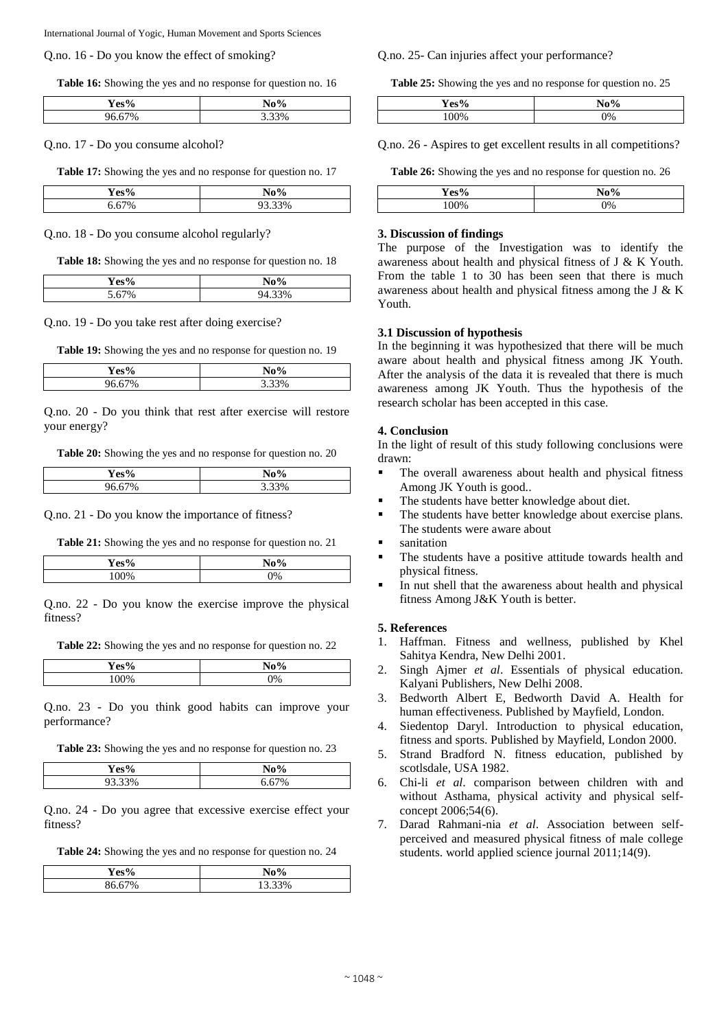Q.no. 16 - Do you know the effect of smoking?

**Table 16:** Showing the yes and no response for question no. 16

| Yes% | No% |
|---|---|
| 96.67% | 3.33% |

Q.no. 17 - Do you consume alcohol?

**Table 17:** Showing the yes and no response for question no. 17

| Yes% | No% |
|---|---|
| 6.67% | 93.33% |

Q.no. 18 - Do you consume alcohol regularly?

**Table 18:** Showing the yes and no response for question no. 18

| Yes% | No% |
|---|---|
| 5.67% | 94.33% |

Q.no. 19 - Do you take rest after doing exercise?

**Table 19:** Showing the yes and no response for question no. 19

| Yes% | No% |
|---|---|
| 96.67% | 3.33% |

Q.no. 20 - Do you think that rest after exercise will restore your energy?

**Table 20:** Showing the yes and no response for question no. 20

| Yes% | No% |
|---|---|
| 96.67% | 3.33% |

Q.no. 21 - Do you know the importance of fitness?

**Table 21:** Showing the yes and no response for question no. 21

| Yes% | No% |
|---|---|
| 100% | 0% |

Q.no. 22 - Do you know the exercise improve the physical fitness?

**Table 22:** Showing the yes and no response for question no. 22

| Yes% | No% |
|---|---|
| 100% | 0% |

Q.no. 23 - Do you think good habits can improve your performance?

**Table 23:** Showing the yes and no response for question no. 23

| Yes% | No% |
|---|---|
| 93.33% | 6.67% |

Q.no. 24 - Do you agree that excessive exercise effect your fitness?

**Table 24:** Showing the yes and no response for question no. 24

| Yes% | No% |
|---|---|
| 86.67% | 13.33% |

Q.no. 25- Can injuries affect your performance?

**Table 25:** Showing the yes and no response for question no. 25

| Yes% | No% |
|---|---|
| 100% | 0% |

Q.no. 26 - Aspires to get excellent results in all competitions?

**Table 26:** Showing the yes and no response for question no. 26

| Yes% | No% |
|---|---|
| 100% | 0% |

### 3. Discussion of findings

The purpose of the Investigation was to identify the awareness about health and physical fitness of J & K Youth. From the table 1 to 30 has been seen that there is much awareness about health and physical fitness among the J & K Youth.

### 3.1 Discussion of hypothesis

In the beginning it was hypothesized that there will be much aware about health and physical fitness among JK Youth. After the analysis of the data it is revealed that there is much awareness among JK Youth. Thus the hypothesis of the research scholar has been accepted in this case.

### 4. Conclusion

In the light of result of this study following conclusions were drawn:

- The overall awareness about health and physical fitness Among JK Youth is good..
- The students have better knowledge about diet.
- The students have better knowledge about exercise plans. The students were aware about
- sanitation
- The students have a positive attitude towards health and physical fitness.
- In nut shell that the awareness about health and physical fitness Among J&K Youth is better.

### 5. References

1. Haffman. Fitness and wellness, published by Khel Sahitya Kendra, New Delhi 2001.
2. Singh Ajmer *et al*. Essentials of physical education. Kalyani Publishers, New Delhi 2008.
3. Bedworth Albert E, Bedworth David A. Health for human effectiveness. Published by Mayfield, London.
4. Siedentop Daryl. Introduction to physical education, fitness and sports. Published by Mayfield, London 2000.
5. Strand Bradford N. fitness education, published by scotlsdale, USA 1982.
6. Chi-li *et al*. comparison between children with and without Asthama, physical activity and physical self-concept 2006;54(6).
7. Darad Rahmani-nia *et al*. Association between self-perceived and measured physical fitness of male college students. world applied science journal 2011;14(9).